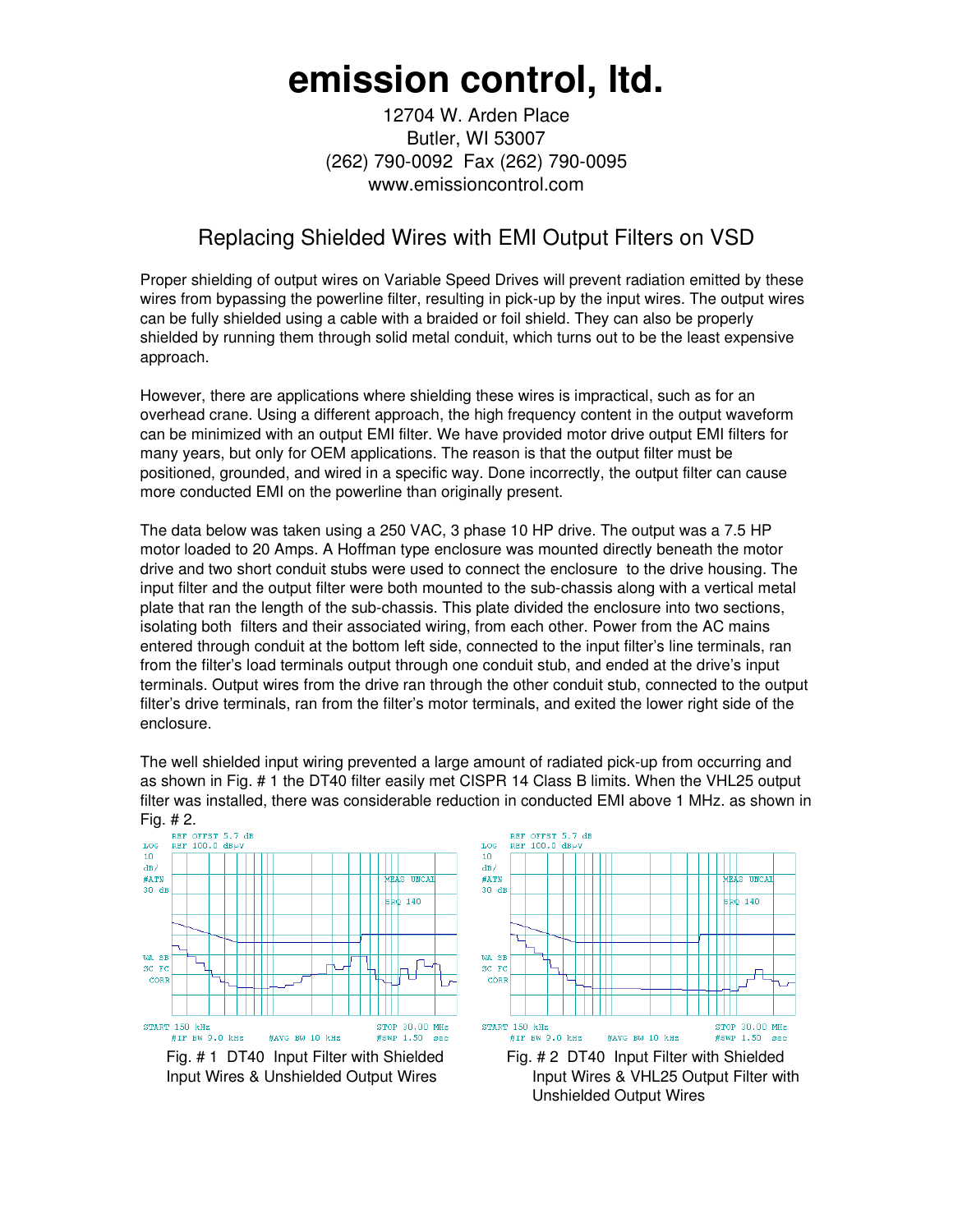# emission control, ltd.

12704 W. Arden Place
Butler, WI 53007
(262) 790-0092 Fax (262) 790-0095
www.emissioncontrol.com

## Replacing Shielded Wires with EMI Output Filters on VSD

Proper shielding of output wires on Variable Speed Drives will prevent radiation emitted by these wires from bypassing the powerline filter, resulting in pick-up by the input wires. The output wires can be fully shielded using a cable with a braided or foil shield. They can also be properly shielded by running them through solid metal conduit, which turns out to be the least expensive approach.

However, there are applications where shielding these wires is impractical, such as for an overhead crane. Using a different approach, the high frequency content in the output waveform can be minimized with an output EMI filter. We have provided motor drive output EMI filters for many years, but only for OEM applications. The reason is that the output filter must be positioned, grounded, and wired in a specific way. Done incorrectly, the output filter can cause more conducted EMI on the powerline than originally present.

The data below was taken using a 250 VAC, 3 phase 10 HP drive. The output was a 7.5 HP motor loaded to 20 Amps. A Hoffman type enclosure was mounted directly beneath the motor drive and two short conduit stubs were used to connect the enclosure to the drive housing. The input filter and the output filter were both mounted to the sub-chassis along with a vertical metal plate that ran the length of the sub-chassis. This plate divided the enclosure into two sections, isolating both filters and their associated wiring, from each other. Power from the AC mains entered through conduit at the bottom left side, connected to the input filter's line terminals, ran from the filter's load terminals output through one conduit stub, and ended at the drive's input terminals. Output wires from the drive ran through the other conduit stub, connected to the output filter's drive terminals, ran from the filter's motor terminals, and exited the lower right side of the enclosure.

The well shielded input wiring prevented a large amount of radiated pick-up from occurring and as shown in Fig. # 1 the DT40 filter easily met CISPR 14 Class B limits. When the VHL25 output filter was installed, there was considerable reduction in conducted EMI above 1 MHz. as shown in Fig. # 2.

Fig. # 1 DT40 Input Filter with Shielded Input Wires & Unshielded Output Wires

Fig. # 2 DT40 Input Filter with Shielded Input Wires & VHL25 Output Filter with Unshielded Output Wires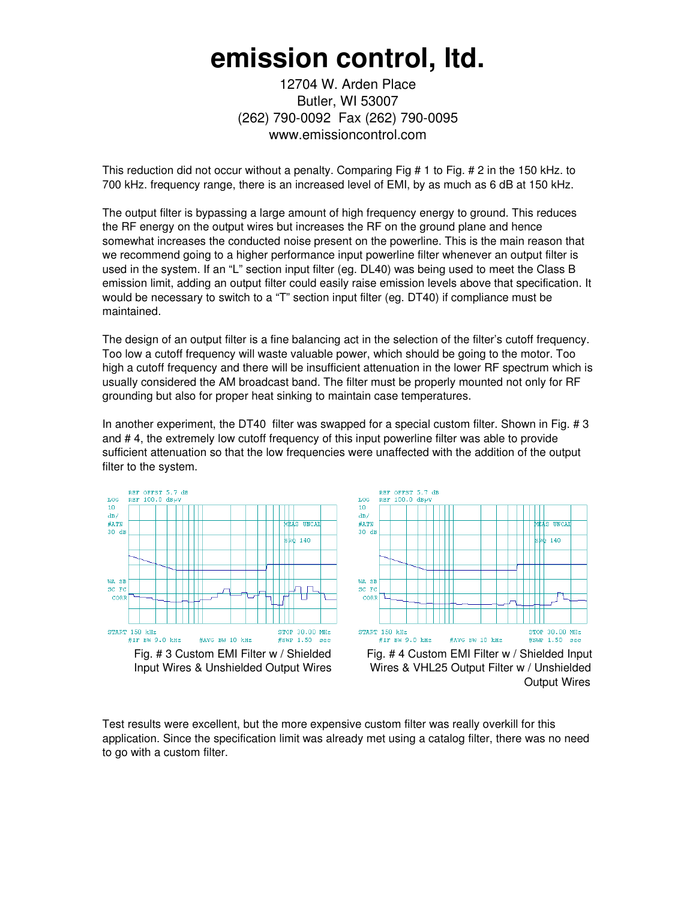This reduction did not occur without a penalty. Comparing Fig # 1 to Fig. # 2 in the 150 kHz. to 700 kHz. frequency range, there is an increased level of EMI, by as much as 6 dB at 150 kHz.

The output filter is bypassing a large amount of high frequency energy to ground. This reduces the RF energy on the output wires but increases the RF on the ground plane and hence somewhat increases the conducted noise present on the powerline. This is the main reason that we recommend going to a higher performance input powerline filter whenever an output filter is used in the system. If an "L" section input filter (eg. DL40) was being used to meet the Class B emission limit, adding an output filter could easily raise emission levels above that specification. It would be necessary to switch to a "T" section input filter (eg. DT40) if compliance must be maintained.

The design of an output filter is a fine balancing act in the selection of the filter's cutoff frequency. Too low a cutoff frequency will waste valuable power, which should be going to the motor. Too high a cutoff frequency and there will be insufficient attenuation in the lower RF spectrum which is usually considered the AM broadcast band. The filter must be properly mounted not only for RF grounding but also for proper heat sinking to maintain case temperatures.

In another experiment, the DT40 filter was swapped for a special custom filter. Shown in Fig. # 3 and # 4, the extremely low cutoff frequency of this input powerline filter was able to provide sufficient attenuation so that the low frequencies were unaffected with the addition of the output filter to the system.

Fig. # 3 Custom EMI Filter w / Shielded Input Wires & Unshielded Output Wires

Fig. # 4 Custom EMI Filter w / Shielded Input Wires & VHL25 Output Filter w / Unshielded Output Wires

Test results were excellent, but the more expensive custom filter was really overkill for this application. Since the specification limit was already met using a catalog filter, there was no need to go with a custom filter.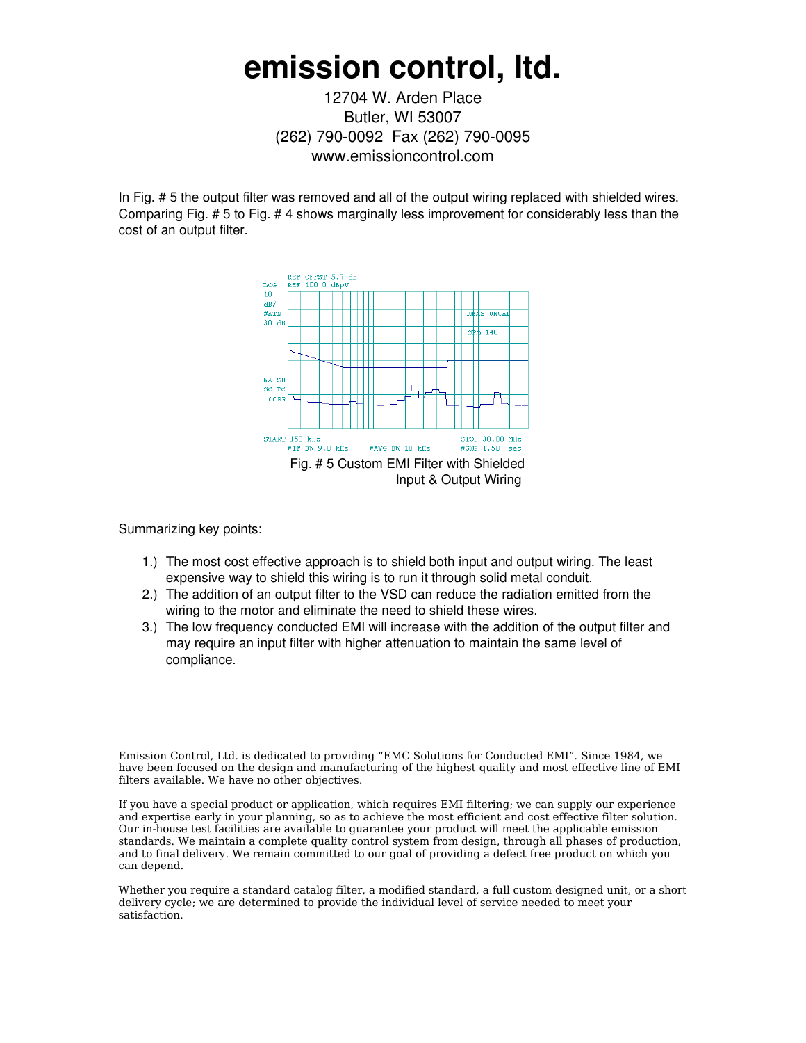# emission control, ltd.

12704 W. Arden Place
Butler, WI 53007
(262) 790-0092 Fax (262) 790-0095
www.emissioncontrol.com

In Fig. # 5 the output filter was removed and all of the output wiring replaced with shielded wires. Comparing Fig. # 5 to Fig. # 4 shows marginally less improvement for considerably less than the cost of an output filter.

REF OFFST 5.7 dB
LOG REF 100.0 dBµV
10 dB/
#ATN 30 dB
MEAS UNCAL
QPQ 140
WA SB
SC FC
CORR
START 150 kHz
STOP 30.00 MHz
#IF BW 9.0 kHz
#AVG BW 10 kHz
#SWP 1.50 sec

Fig. # 5 Custom EMI Filter with Shielded Input & Output Wiring

Summarizing key points:

1.) The most cost effective approach is to shield both input and output wiring. The least expensive way to shield this wiring is to run it through solid metal conduit.
2.) The addition of an output filter to the VSD can reduce the radiation emitted from the wiring to the motor and eliminate the need to shield these wires.
3.) The low frequency conducted EMI will increase with the addition of the output filter and may require an input filter with higher attenuation to maintain the same level of compliance.

Emission Control, Ltd. is dedicated to providing "EMC Solutions for Conducted EMI". Since 1984, we have been focused on the design and manufacturing of the highest quality and most effective line of EMI filters available. We have no other objectives.

If you have a special product or application, which requires EMI filtering; we can supply our experience and expertise early in your planning, so as to achieve the most efficient and cost effective filter solution. Our in-house test facilities are available to guarantee your product will meet the applicable emission standards. We maintain a complete quality control system from design, through all phases of production, and to final delivery. We remain committed to our goal of providing a defect free product on which you can depend.

Whether you require a standard catalog filter, a modified standard, a full custom designed unit, or a short delivery cycle; we are determined to provide the individual level of service needed to meet your satisfaction.